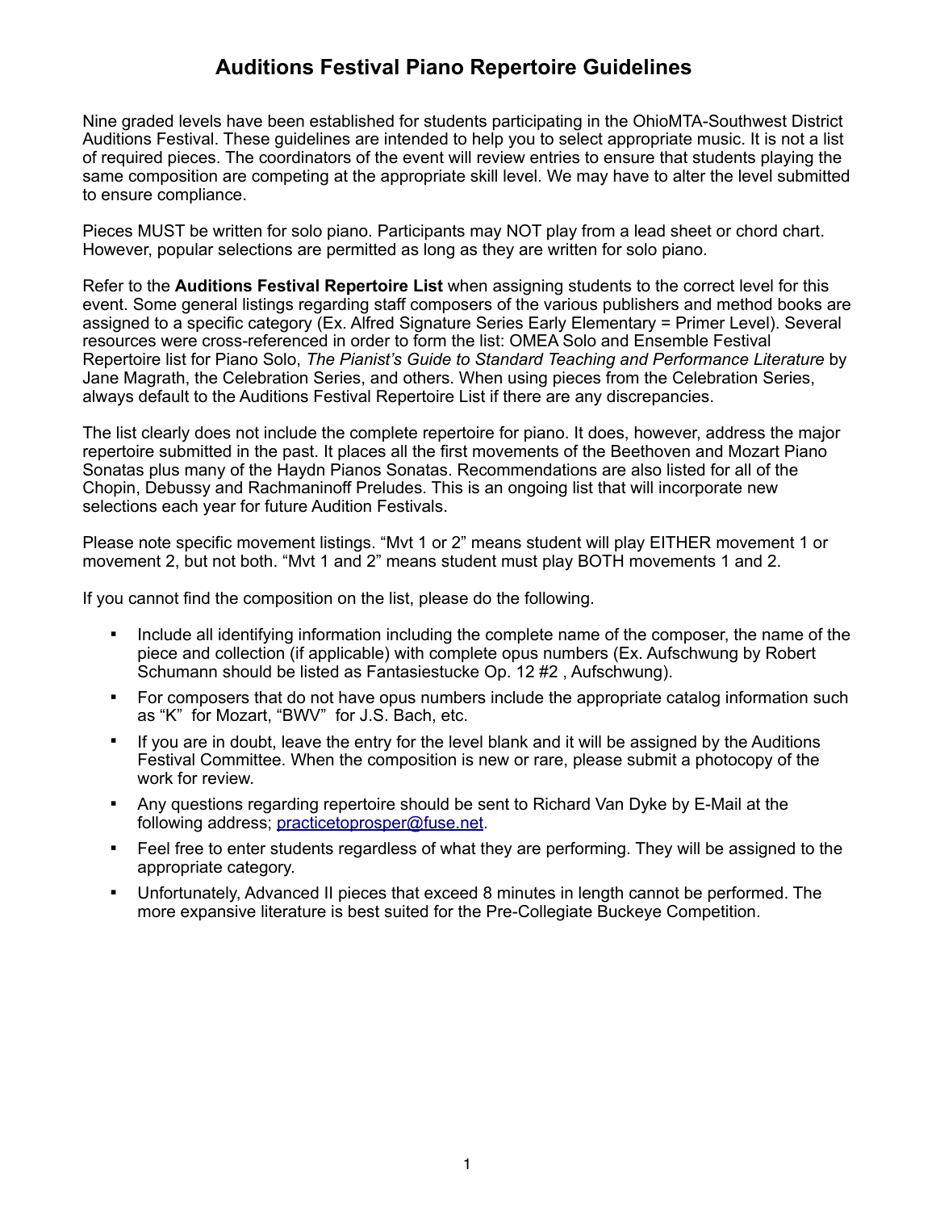# Auditions Festival Piano Repertoire Guidelines

Nine graded levels have been established for students participating in the OhioMTA-Southwest District Auditions Festival. These guidelines are intended to help you to select appropriate music. It is not a list of required pieces. The coordinators of the event will review entries to ensure that students playing the same composition are competing at the appropriate skill level. We may have to alter the level submitted to ensure compliance.

Pieces MUST be written for solo piano. Participants may NOT play from a lead sheet or chord chart. However, popular selections are permitted as long as they are written for solo piano.

Refer to the **Auditions Festival Repertoire List** when assigning students to the correct level for this event. Some general listings regarding staff composers of the various publishers and method books are assigned to a specific category (Ex. Alfred Signature Series Early Elementary = Primer Level). Several resources were cross-referenced in order to form the list: OMEA Solo and Ensemble Festival Repertoire list for Piano Solo, *The Pianist's Guide to Standard Teaching and Performance Literature* by Jane Magrath, the Celebration Series, and others. When using pieces from the Celebration Series, always default to the Auditions Festival Repertoire List if there are any discrepancies.

The list clearly does not include the complete repertoire for piano. It does, however, address the major repertoire submitted in the past. It places all the first movements of the Beethoven and Mozart Piano Sonatas plus many of the Haydn Pianos Sonatas. Recommendations are also listed for all of the Chopin, Debussy and Rachmaninoff Preludes. This is an ongoing list that will incorporate new selections each year for future Audition Festivals.

Please note specific movement listings. "Mvt 1 or 2" means student will play EITHER movement 1 or movement 2, but not both. "Mvt 1 and 2" means student must play BOTH movements 1 and 2.

If you cannot find the composition on the list, please do the following.

- Include all identifying information including the complete name of the composer, the name of the piece and collection (if applicable) with complete opus numbers (Ex. Aufschwung by Robert Schumann should be listed as Fantasiestucke Op. 12 #2 , Aufschwung).
- For composers that do not have opus numbers include the appropriate catalog information such as "K" for Mozart, "BWV" for J.S. Bach, etc.
- If you are in doubt, leave the entry for the level blank and it will be assigned by the Auditions Festival Committee. When the composition is new or rare, please submit a photocopy of the work for review.
- Any questions regarding repertoire should be sent to Richard Van Dyke by E-Mail at the following address; practicetoprosper@fuse.net.
- Feel free to enter students regardless of what they are performing. They will be assigned to the appropriate category.
- Unfortunately, Advanced II pieces that exceed 8 minutes in length cannot be performed. The more expansive literature is best suited for the Pre-Collegiate Buckeye Competition.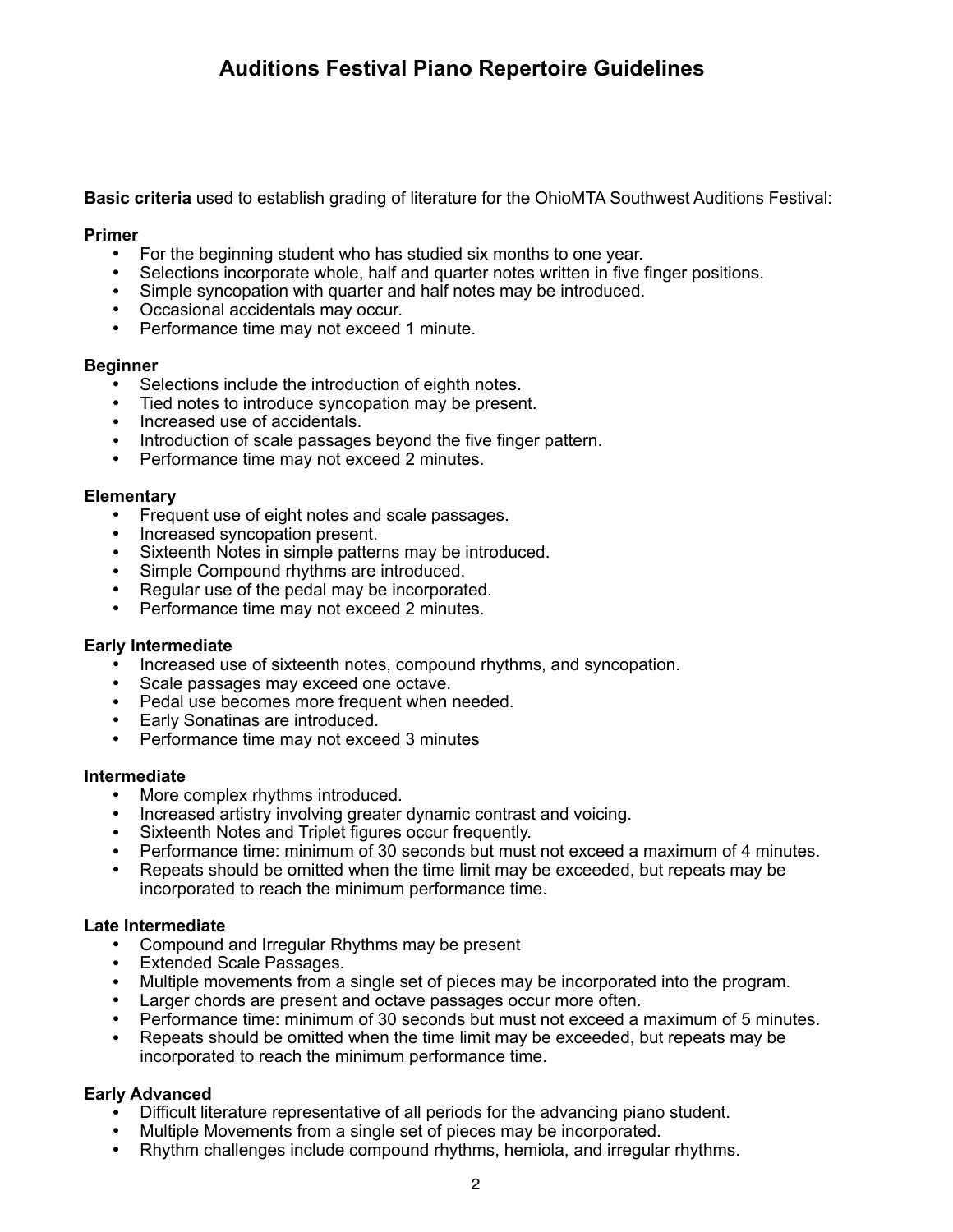# Auditions Festival Piano Repertoire Guidelines

**Basic criteria** used to establish grading of literature for the OhioMTA Southwest Auditions Festival:

**Primer**
- For the beginning student who has studied six months to one year.
- Selections incorporate whole, half and quarter notes written in five finger positions.
- Simple syncopation with quarter and half notes may be introduced.
- Occasional accidentals may occur.
- Performance time may not exceed 1 minute.

**Beginner**
- Selections include the introduction of eighth notes.
- Tied notes to introduce syncopation may be present.
- Increased use of accidentals.
- Introduction of scale passages beyond the five finger pattern.
- Performance time may not exceed 2 minutes.

**Elementary**
- Frequent use of eight notes and scale passages.
- Increased syncopation present.
- Sixteenth Notes in simple patterns may be introduced.
- Simple Compound rhythms are introduced.
- Regular use of the pedal may be incorporated.
- Performance time may not exceed 2 minutes.

**Early Intermediate**
- Increased use of sixteenth notes, compound rhythms, and syncopation.
- Scale passages may exceed one octave.
- Pedal use becomes more frequent when needed.
- Early Sonatinas are introduced.
- Performance time may not exceed 3 minutes

**Intermediate**
- More complex rhythms introduced.
- Increased artistry involving greater dynamic contrast and voicing.
- Sixteenth Notes and Triplet figures occur frequently.
- Performance time: minimum of 30 seconds but must not exceed a maximum of 4 minutes.
- Repeats should be omitted when the time limit may be exceeded, but repeats may be incorporated to reach the minimum performance time.

**Late Intermediate**
- Compound and Irregular Rhythms may be present
- Extended Scale Passages.
- Multiple movements from a single set of pieces may be incorporated into the program.
- Larger chords are present and octave passages occur more often.
- Performance time: minimum of 30 seconds but must not exceed a maximum of 5 minutes.
- Repeats should be omitted when the time limit may be exceeded, but repeats may be incorporated to reach the minimum performance time.

**Early Advanced**
- Difficult literature representative of all periods for the advancing piano student.
- Multiple Movements from a single set of pieces may be incorporated.
- Rhythm challenges include compound rhythms, hemiola, and irregular rhythms.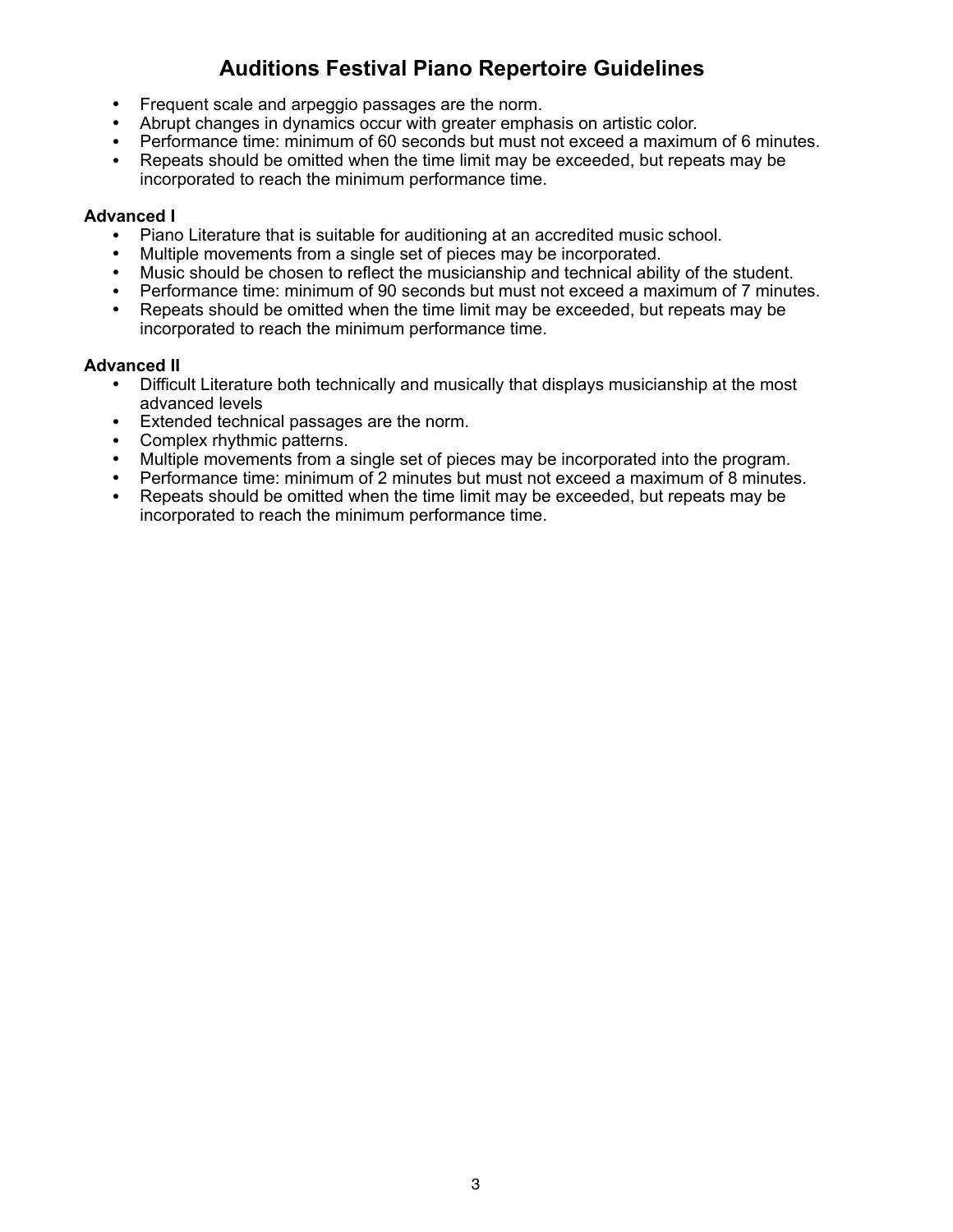# Auditions Festival Piano Repertoire Guidelines

- Frequent scale and arpeggio passages are the norm.
- Abrupt changes in dynamics occur with greater emphasis on artistic color.
- Performance time: minimum of 60 seconds but must not exceed a maximum of 6 minutes.
- Repeats should be omitted when the time limit may be exceeded, but repeats may be incorporated to reach the minimum performance time.

**Advanced I**

- Piano Literature that is suitable for auditioning at an accredited music school.
- Multiple movements from a single set of pieces may be incorporated.
- Music should be chosen to reflect the musicianship and technical ability of the student.
- Performance time: minimum of 90 seconds but must not exceed a maximum of 7 minutes.
- Repeats should be omitted when the time limit may be exceeded, but repeats may be incorporated to reach the minimum performance time.

**Advanced II**

- Difficult Literature both technically and musically that displays musicianship at the most advanced levels
- Extended technical passages are the norm.
- Complex rhythmic patterns.
- Multiple movements from a single set of pieces may be incorporated into the program.
- Performance time: minimum of 2 minutes but must not exceed a maximum of 8 minutes.
- Repeats should be omitted when the time limit may be exceeded, but repeats may be incorporated to reach the minimum performance time.